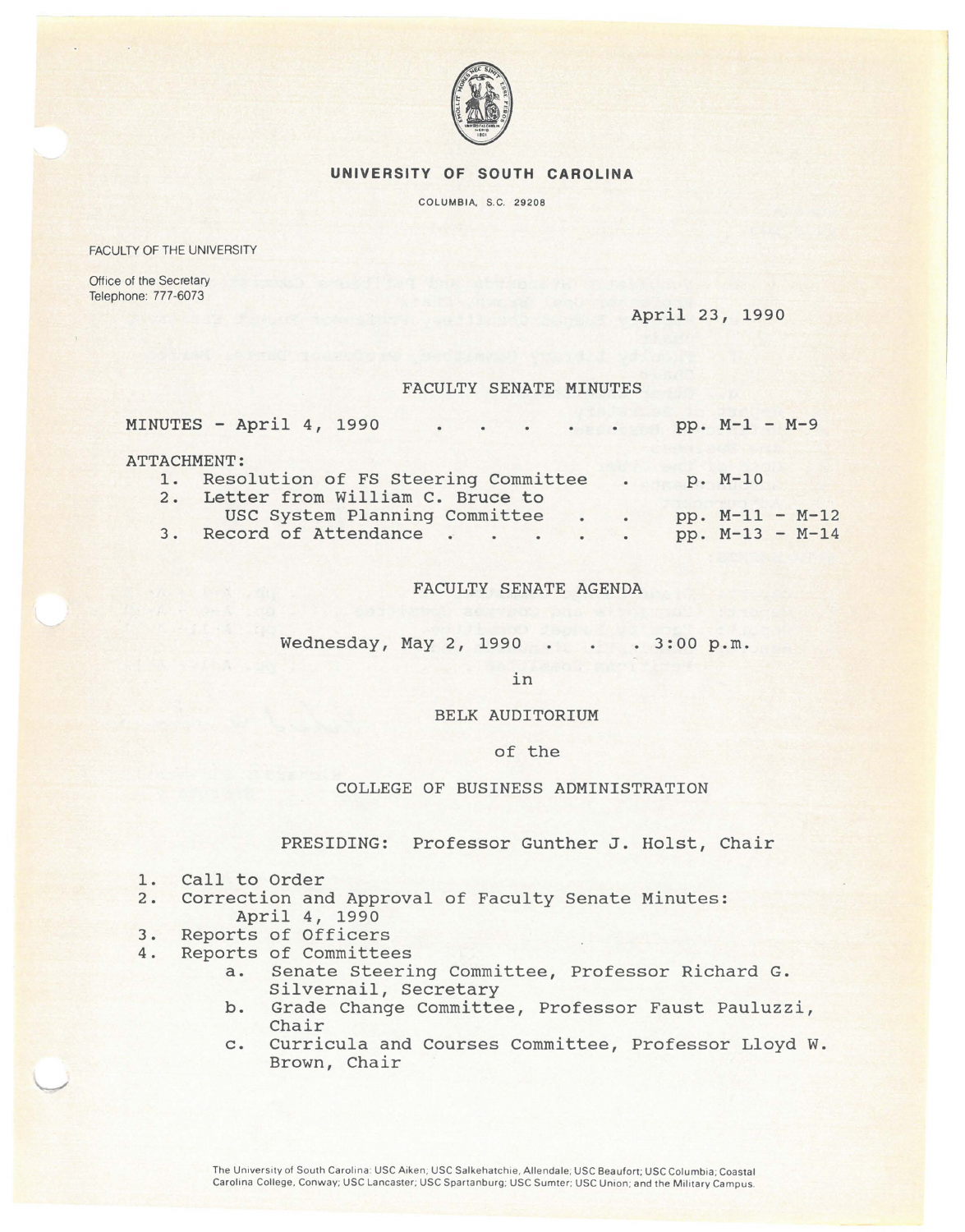# UNIVERSITY OF SOUTH CAROLINA

COLUMBIA, S.C. 29208

FACULTY OF THE UNIVERSITY

Office of the Secretary
Telephone: 777-6073

April 23, 1990

## FACULTY SENATE MINUTES

MINUTES - April 4, 1990 . . . . . pp. M-1 - M-9

ATTACHMENT:

1. Resolution of FS Steering Committee . p. M-10
2. Letter from William C. Bruce to USC System Planning Committee . . pp. M-11 - M-12
3. Record of Attendance . . . . . . pp. M-13 - M-14

## FACULTY SENATE AGENDA

Wednesday, May 2, 1990 . . . 3:00 p.m.

in

BELK AUDITORIUM

of the

COLLEGE OF BUSINESS ADMINISTRATION

PRESIDING: Professor Gunther J. Holst, Chair

1. Call to Order
2. Correction and Approval of Faculty Senate Minutes: April 4, 1990
3. Reports of Officers
4. Reports of Committees
   a. Senate Steering Committee, Professor Richard G. Silvernail, Secretary
   b. Grade Change Committee, Professor Faust Pauluzzi, Chair
   c. Curricula and Courses Committee, Professor Lloyd W. Brown, Chair

The University of South Carolina: USC Aiken; USC Salkehatchie, Allendale; USC Beaufort; USC Columbia; Coastal Carolina College, Conway; USC Lancaster; USC Spartanburg; USC Sumter; USC Union; and the Military Campus.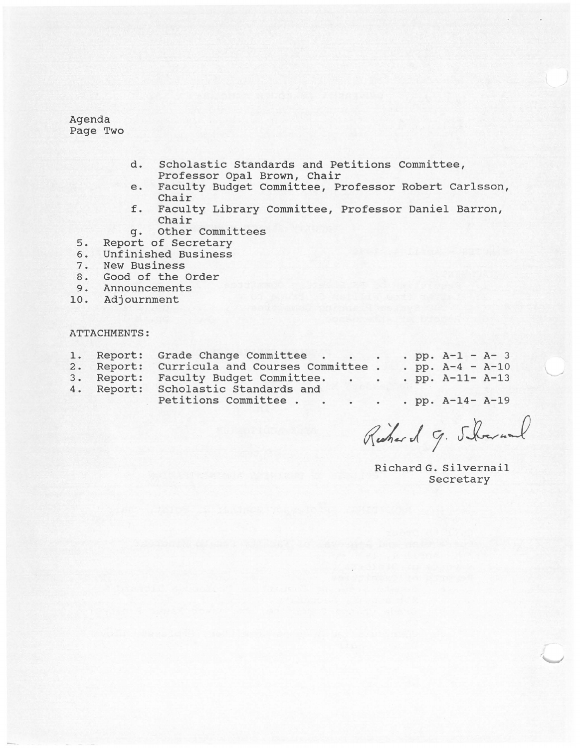Agenda
Page Two

- d. Scholastic Standards and Petitions Committee, Professor Opal Brown, Chair
- e. Faculty Budget Committee, Professor Robert Carlsson, Chair
- f. Faculty Library Committee, Professor Daniel Barron, Chair
- g. Other Committees

5. Report of Secretary
6. Unfinished Business
7. New Business
8. Good of the Order
9. Announcements
10. Adjournment

ATTACHMENTS:

| | | | |
|---|---|---|---|
| 1. | Report: | Grade Change Committee . . . . . | pp. A-1 - A- 3 |
| 2. | Report: | Curricula and Courses Committee . . | pp. A-4 - A-10 |
| 3. | Report: | Faculty Budget Committee. . . . . | pp. A-11- A-13 |
| 4. | Report: | Scholastic Standards and Petitions Committee . . . . . | pp. A-14- A-19 |

Richard G. Silvernail
Secretary